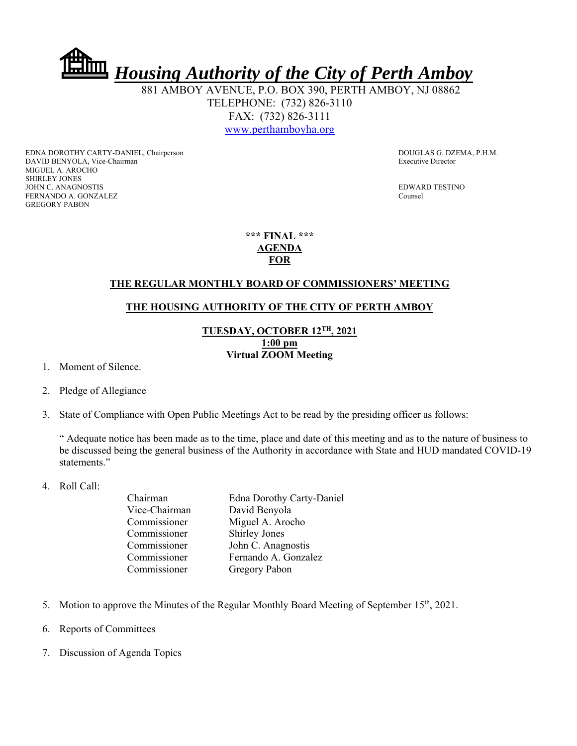# *Housing Authority of the City of Perth Amboy*

881 AMBOY AVENUE, P.O. BOX 390, PERTH AMBOY, NJ 08862
TELEPHONE: (732) 826-3110
FAX: (732) 826-3111
www.perthamboyha.org

EDNA DOROTHY CARTY-DANIEL, Chairperson
DAVID BENYOLA, Vice-Chairman
MIGUEL A. AROCHO
SHIRLEY JONES
JOHN C. ANAGNOSTIS
FERNANDO A. GONZALEZ
GREGORY PABON

DOUGLAS G. DZEMA, P.H.M.
Executive Director

EDWARD TESTINO
Counsel

**\*\*\* FINAL \*\*\***
**AGENDA**
**FOR**

**THE REGULAR MONTHLY BOARD OF COMMISSIONERS' MEETING**

**THE HOUSING AUTHORITY OF THE CITY OF PERTH AMBOY**

**TUESDAY, OCTOBER 12TH, 2021**
**1:00 pm**
**Virtual ZOOM Meeting**

1. Moment of Silence.

2. Pledge of Allegiance

3. State of Compliance with Open Public Meetings Act to be read by the presiding officer as follows:

   " Adequate notice has been made as to the time, place and date of this meeting and as to the nature of business to be discussed being the general business of the Authority in accordance with State and HUD mandated COVID-19 statements."

4. Roll Call:

| | |
|---|---|
| Chairman | Edna Dorothy Carty-Daniel |
| Vice-Chairman | David Benyola |
| Commissioner | Miguel A. Arocho |
| Commissioner | Shirley Jones |
| Commissioner | John C. Anagnostis |
| Commissioner | Fernando A. Gonzalez |
| Commissioner | Gregory Pabon |

5. Motion to approve the Minutes of the Regular Monthly Board Meeting of September 15th, 2021.

6. Reports of Committees

7. Discussion of Agenda Topics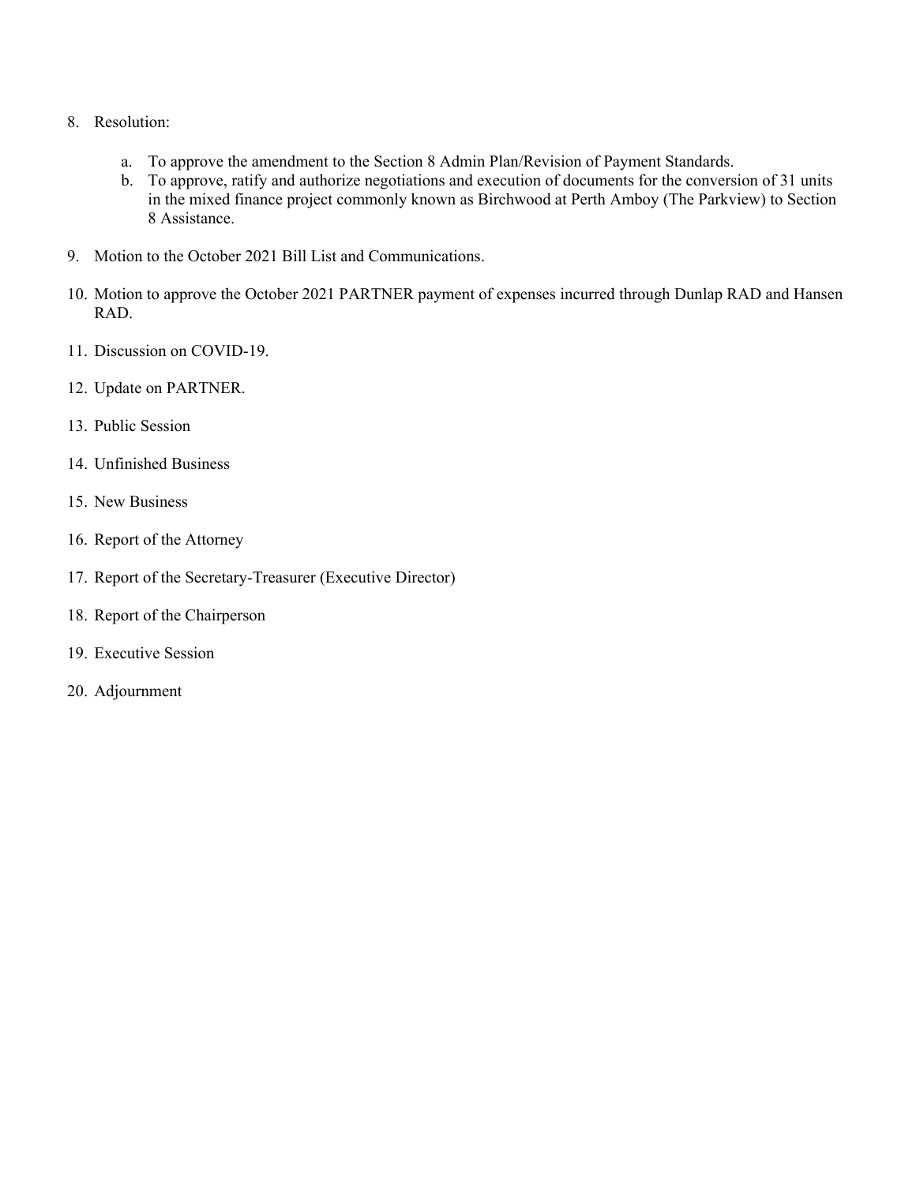8. Resolution:

    a. To approve the amendment to the Section 8 Admin Plan/Revision of Payment Standards.
    b. To approve, ratify and authorize negotiations and execution of documents for the conversion of 31 units in the mixed finance project commonly known as Birchwood at Perth Amboy (The Parkview) to Section 8 Assistance.

9. Motion to the October 2021 Bill List and Communications.

10. Motion to approve the October 2021 PARTNER payment of expenses incurred through Dunlap RAD and Hansen RAD.

11. Discussion on COVID-19.

12. Update on PARTNER.

13. Public Session

14. Unfinished Business

15. New Business

16. Report of the Attorney

17. Report of the Secretary-Treasurer (Executive Director)

18. Report of the Chairperson

19. Executive Session

20. Adjournment